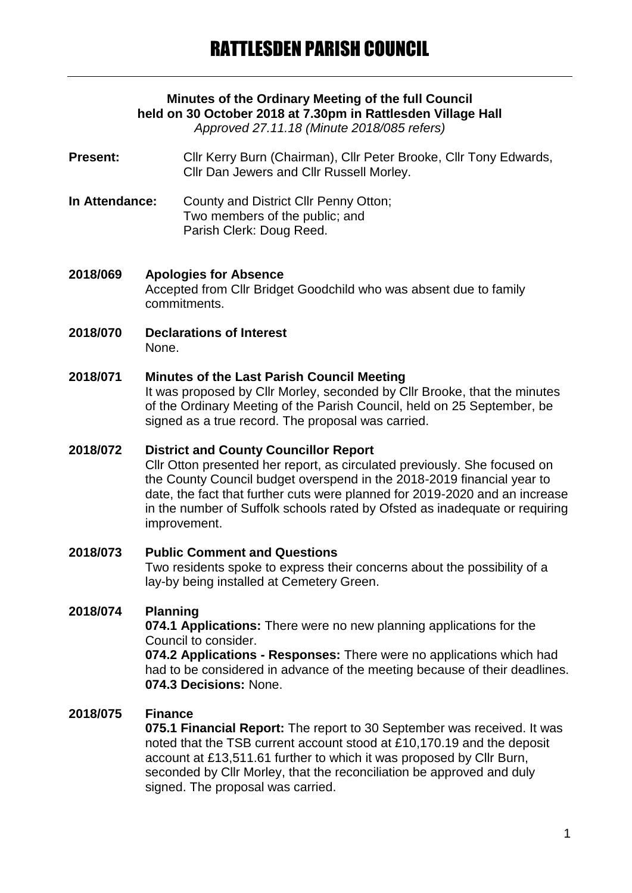# RATTLESDEN PARISH COUNCIL

**Minutes of the Ordinary Meeting of the full Council held on 30 October 2018 at 7.30pm in Rattlesden Village Hall**

*Approved 27.11.18 (Minute 2018/085 refers)*

**Present:** Cllr Kerry Burn (Chairman), Cllr Peter Brooke, Cllr Tony Edwards, Cllr Dan Jewers and Cllr Russell Morley.

**In Attendance:** County and District Cllr Penny Otton;
Two members of the public; and
Parish Clerk: Doug Reed.

**2018/069 Apologies for Absence**

Accepted from Cllr Bridget Goodchild who was absent due to family commitments.

**2018/070 Declarations of Interest**

None.

**2018/071 Minutes of the Last Parish Council Meeting**

It was proposed by Cllr Morley, seconded by Cllr Brooke, that the minutes of the Ordinary Meeting of the Parish Council, held on 25 September, be signed as a true record. The proposal was carried.

**2018/072 District and County Councillor Report**

Cllr Otton presented her report, as circulated previously. She focused on the County Council budget overspend in the 2018-2019 financial year to date, the fact that further cuts were planned for 2019-2020 and an increase in the number of Suffolk schools rated by Ofsted as inadequate or requiring improvement.

**2018/073 Public Comment and Questions**

Two residents spoke to express their concerns about the possibility of a lay-by being installed at Cemetery Green.

**2018/074 Planning**

**074.1 Applications:** There were no new planning applications for the Council to consider.

**074.2 Applications - Responses:** There were no applications which had had to be considered in advance of the meeting because of their deadlines.

**074.3 Decisions:** None.

**2018/075 Finance**

**075.1 Financial Report:** The report to 30 September was received. It was noted that the TSB current account stood at £10,170.19 and the deposit account at £13,511.61 further to which it was proposed by Cllr Burn, seconded by Cllr Morley, that the reconciliation be approved and duly signed. The proposal was carried.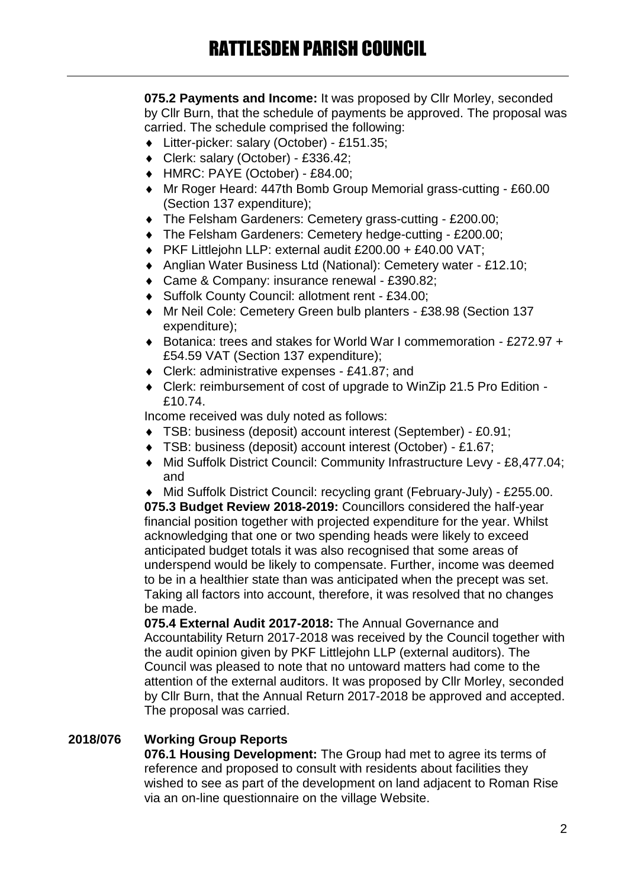**075.2 Payments and Income:** It was proposed by Cllr Morley, seconded by Cllr Burn, that the schedule of payments be approved. The proposal was carried. The schedule comprised the following:

- Litter-picker: salary (October) - £151.35;
- Clerk: salary (October) - £336.42;
- HMRC: PAYE (October) - £84.00;
- Mr Roger Heard: 447th Bomb Group Memorial grass-cutting - £60.00 (Section 137 expenditure);
- The Felsham Gardeners: Cemetery grass-cutting - £200.00;
- The Felsham Gardeners: Cemetery hedge-cutting - £200.00;
- PKF Littlejohn LLP: external audit £200.00 + £40.00 VAT;
- Anglian Water Business Ltd (National): Cemetery water - £12.10;
- Came & Company: insurance renewal - £390.82;
- Suffolk County Council: allotment rent - £34.00;
- Mr Neil Cole: Cemetery Green bulb planters - £38.98 (Section 137 expenditure);
- Botanica: trees and stakes for World War I commemoration - £272.97 + £54.59 VAT (Section 137 expenditure);
- Clerk: administrative expenses - £41.87; and
- Clerk: reimbursement of cost of upgrade to WinZip 21.5 Pro Edition - £10.74.

Income received was duly noted as follows:

- TSB: business (deposit) account interest (September) - £0.91;
- TSB: business (deposit) account interest (October) - £1.67;
- Mid Suffolk District Council: Community Infrastructure Levy - £8,477.04; and
- Mid Suffolk District Council: recycling grant (February-July) - £255.00.

**075.3 Budget Review 2018-2019:** Councillors considered the half-year financial position together with projected expenditure for the year. Whilst acknowledging that one or two spending heads were likely to exceed anticipated budget totals it was also recognised that some areas of underspend would be likely to compensate. Further, income was deemed to be in a healthier state than was anticipated when the precept was set. Taking all factors into account, therefore, it was resolved that no changes be made.

**075.4 External Audit 2017-2018:** The Annual Governance and Accountability Return 2017-2018 was received by the Council together with the audit opinion given by PKF Littlejohn LLP (external auditors). The Council was pleased to note that no untoward matters had come to the attention of the external auditors. It was proposed by Cllr Morley, seconded by Cllr Burn, that the Annual Return 2017-2018 be approved and accepted. The proposal was carried.

## 2018/076 Working Group Reports

**076.1 Housing Development:** The Group had met to agree its terms of reference and proposed to consult with residents about facilities they wished to see as part of the development on land adjacent to Roman Rise via an on-line questionnaire on the village Website.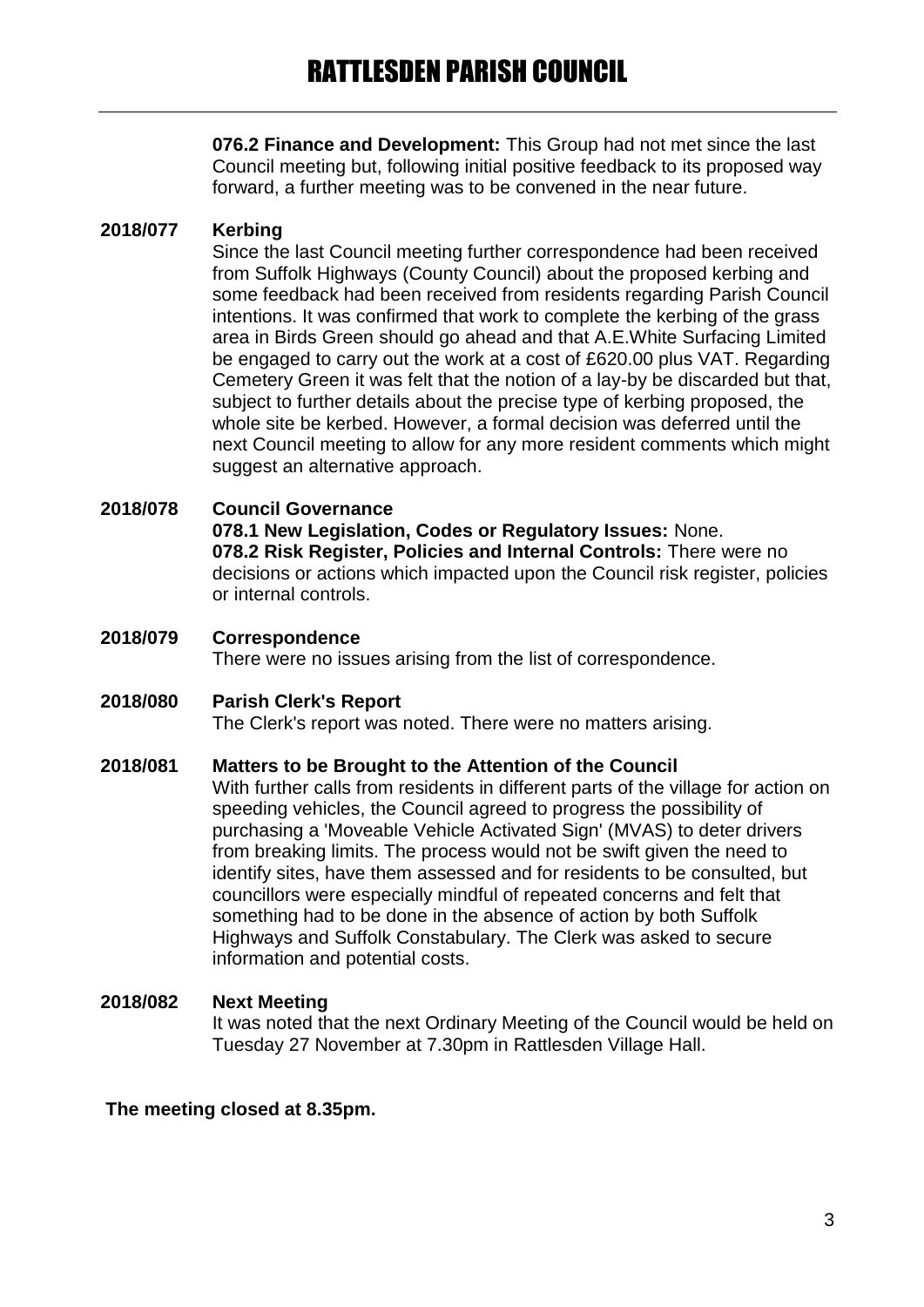**076.2 Finance and Development:** This Group had not met since the last Council meeting but, following initial positive feedback to its proposed way forward, a further meeting was to be convened in the near future.

**2018/077 Kerbing**

Since the last Council meeting further correspondence had been received from Suffolk Highways (County Council) about the proposed kerbing and some feedback had been received from residents regarding Parish Council intentions. It was confirmed that work to complete the kerbing of the grass area in Birds Green should go ahead and that A.E.White Surfacing Limited be engaged to carry out the work at a cost of £620.00 plus VAT. Regarding Cemetery Green it was felt that the notion of a lay-by be discarded but that, subject to further details about the precise type of kerbing proposed, the whole site be kerbed. However, a formal decision was deferred until the next Council meeting to allow for any more resident comments which might suggest an alternative approach.

**2018/078 Council Governance**

**078.1 New Legislation, Codes or Regulatory Issues:** None.

**078.2 Risk Register, Policies and Internal Controls:** There were no decisions or actions which impacted upon the Council risk register, policies or internal controls.

**2018/079 Correspondence**

There were no issues arising from the list of correspondence.

**2018/080 Parish Clerk's Report**

The Clerk's report was noted. There were no matters arising.

**2018/081 Matters to be Brought to the Attention of the Council**

With further calls from residents in different parts of the village for action on speeding vehicles, the Council agreed to progress the possibility of purchasing a 'Moveable Vehicle Activated Sign' (MVAS) to deter drivers from breaking limits. The process would not be swift given the need to identify sites, have them assessed and for residents to be consulted, but councillors were especially mindful of repeated concerns and felt that something had to be done in the absence of action by both Suffolk Highways and Suffolk Constabulary. The Clerk was asked to secure information and potential costs.

**2018/082 Next Meeting**

It was noted that the next Ordinary Meeting of the Council would be held on Tuesday 27 November at 7.30pm in Rattlesden Village Hall.

**The meeting closed at 8.35pm.**